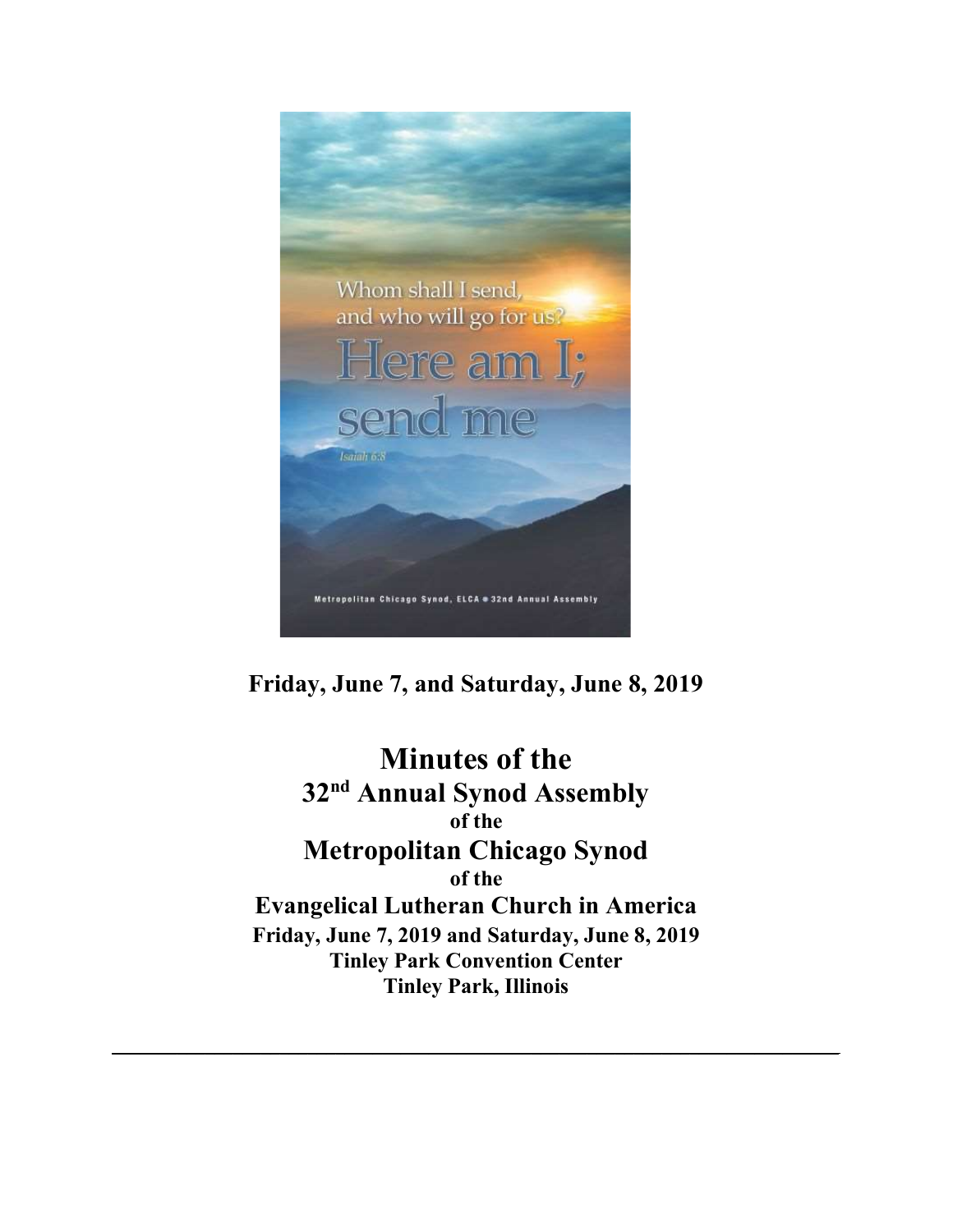Whom shall I send, and who will go for us?

Here am I; send me

*Isaiah 6:8*

Metropolitan Chicago Synod, ELCA • 32nd Annual Assembly

**Friday, June 7, and Saturday, June 8, 2019**

# Minutes of the
## 32nd Annual Synod Assembly
### of the
## Metropolitan Chicago Synod
### of the
## Evangelical Lutheran Church in America

**Friday, June 7, 2019 and Saturday, June 8, 2019**
**Tinley Park Convention Center**
**Tinley Park, Illinois**

---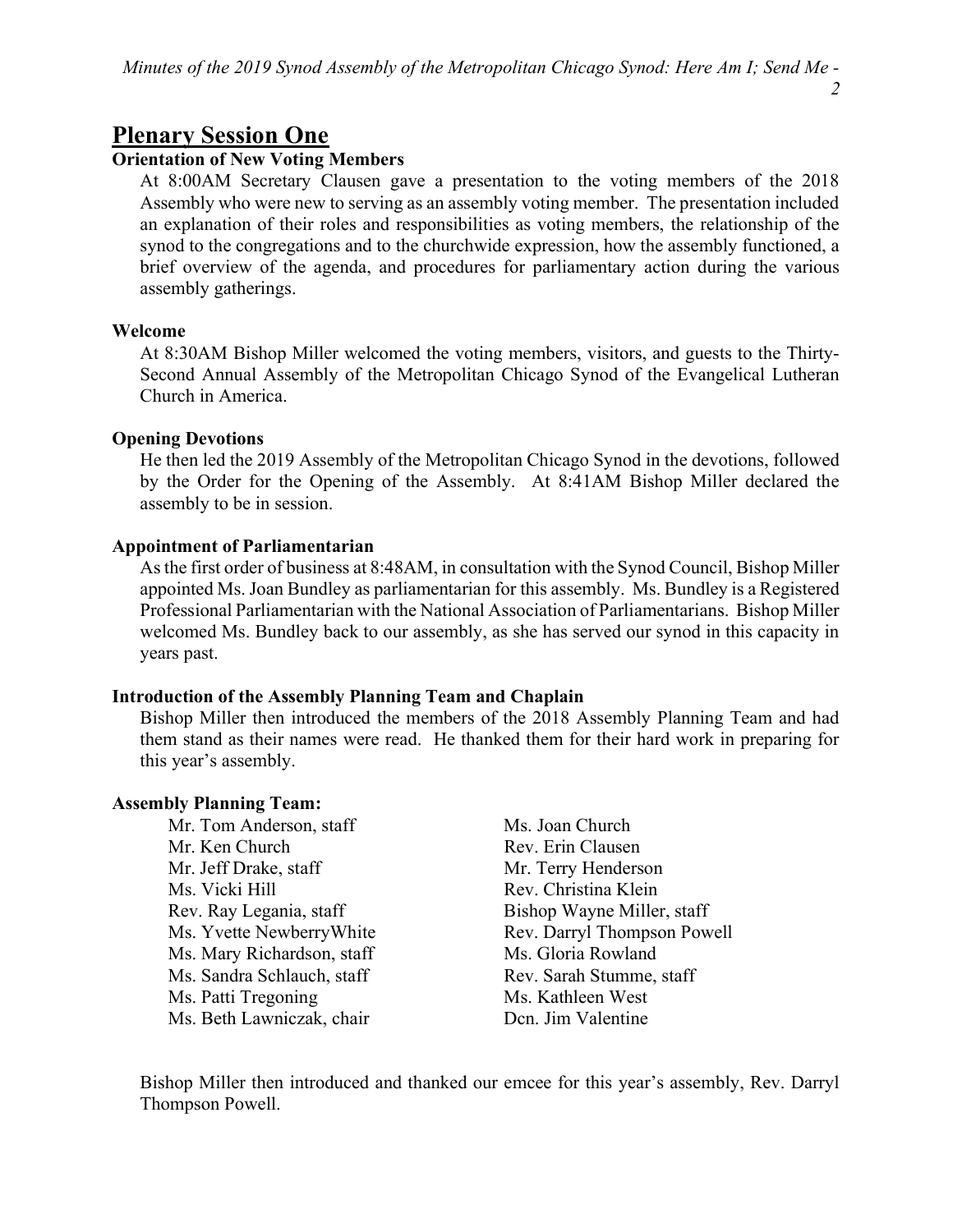## Plenary Session One

### Orientation of New Voting Members

At 8:00AM Secretary Clausen gave a presentation to the voting members of the 2018 Assembly who were new to serving as an assembly voting member. The presentation included an explanation of their roles and responsibilities as voting members, the relationship of the synod to the congregations and to the churchwide expression, how the assembly functioned, a brief overview of the agenda, and procedures for parliamentary action during the various assembly gatherings.

### Welcome

At 8:30AM Bishop Miller welcomed the voting members, visitors, and guests to the Thirty-Second Annual Assembly of the Metropolitan Chicago Synod of the Evangelical Lutheran Church in America.

### Opening Devotions

He then led the 2019 Assembly of the Metropolitan Chicago Synod in the devotions, followed by the Order for the Opening of the Assembly. At 8:41AM Bishop Miller declared the assembly to be in session.

### Appointment of Parliamentarian

As the first order of business at 8:48AM, in consultation with the Synod Council, Bishop Miller appointed Ms. Joan Bundley as parliamentarian for this assembly. Ms. Bundley is a Registered Professional Parliamentarian with the National Association of Parliamentarians. Bishop Miller welcomed Ms. Bundley back to our assembly, as she has served our synod in this capacity in years past.

### Introduction of the Assembly Planning Team and Chaplain

Bishop Miller then introduced the members of the 2018 Assembly Planning Team and had them stand as their names were read. He thanked them for their hard work in preparing for this year's assembly.

### Assembly Planning Team:

- Mr. Tom Anderson, staff
- Mr. Ken Church
- Mr. Jeff Drake, staff
- Ms. Vicki Hill
- Rev. Ray Legania, staff
- Ms. Yvette NewberryWhite
- Ms. Mary Richardson, staff
- Ms. Sandra Schlauch, staff
- Ms. Patti Tregoning
- Ms. Beth Lawniczak, chair
- Ms. Joan Church
- Rev. Erin Clausen
- Mr. Terry Henderson
- Rev. Christina Klein
- Bishop Wayne Miller, staff
- Rev. Darryl Thompson Powell
- Ms. Gloria Rowland
- Rev. Sarah Stumme, staff
- Ms. Kathleen West
- Dcn. Jim Valentine

Bishop Miller then introduced and thanked our emcee for this year's assembly, Rev. Darryl Thompson Powell.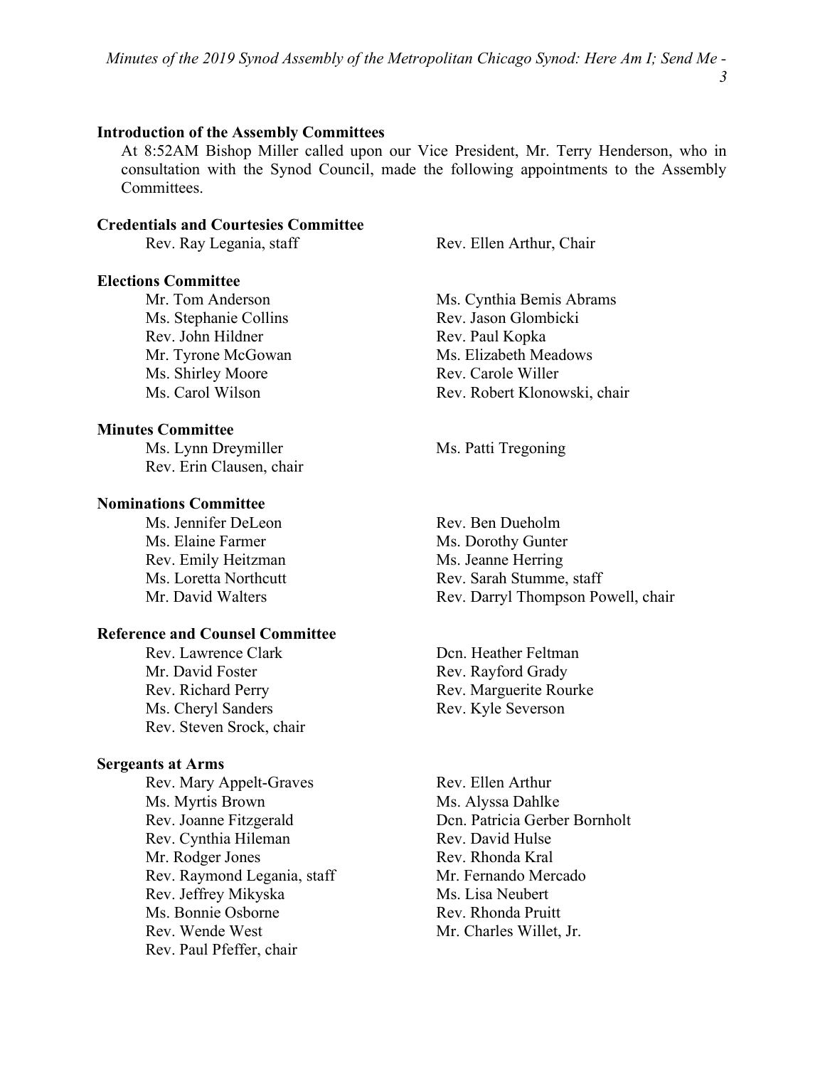## Introduction of the Assembly Committees

At 8:52AM Bishop Miller called upon our Vice President, Mr. Terry Henderson, who in consultation with the Synod Council, made the following appointments to the Assembly Committees.

### Credentials and Courtesies Committee

Rev. Ray Legania, staff
Rev. Ellen Arthur, Chair

### Elections Committee

Mr. Tom Anderson
Ms. Cynthia Bemis Abrams
Ms. Stephanie Collins
Rev. Jason Glombicki
Rev. John Hildner
Rev. Paul Kopka
Mr. Tyrone McGowan
Ms. Elizabeth Meadows
Ms. Shirley Moore
Rev. Carole Willer
Ms. Carol Wilson
Rev. Robert Klonowski, chair

### Minutes Committee

Ms. Lynn Dreymiller
Ms. Patti Tregoning
Rev. Erin Clausen, chair

### Nominations Committee

Ms. Jennifer DeLeon
Rev. Ben Dueholm
Ms. Elaine Farmer
Ms. Dorothy Gunter
Rev. Emily Heitzman
Ms. Jeanne Herring
Ms. Loretta Northcutt
Rev. Sarah Stumme, staff
Mr. David Walters
Rev. Darryl Thompson Powell, chair

### Reference and Counsel Committee

Rev. Lawrence Clark
Dcn. Heather Feltman
Mr. David Foster
Rev. Rayford Grady
Rev. Richard Perry
Rev. Marguerite Rourke
Ms. Cheryl Sanders
Rev. Kyle Severson
Rev. Steven Srock, chair

### Sergeants at Arms

Rev. Mary Appelt-Graves
Rev. Ellen Arthur
Ms. Myrtis Brown
Ms. Alyssa Dahlke
Rev. Joanne Fitzgerald
Dcn. Patricia Gerber Bornholt
Rev. Cynthia Hileman
Rev. David Hulse
Mr. Rodger Jones
Rev. Rhonda Kral
Rev. Raymond Legania, staff
Mr. Fernando Mercado
Rev. Jeffrey Mikyska
Ms. Lisa Neubert
Ms. Bonnie Osborne
Rev. Rhonda Pruitt
Rev. Wende West
Mr. Charles Willet, Jr.
Rev. Paul Pfeffer, chair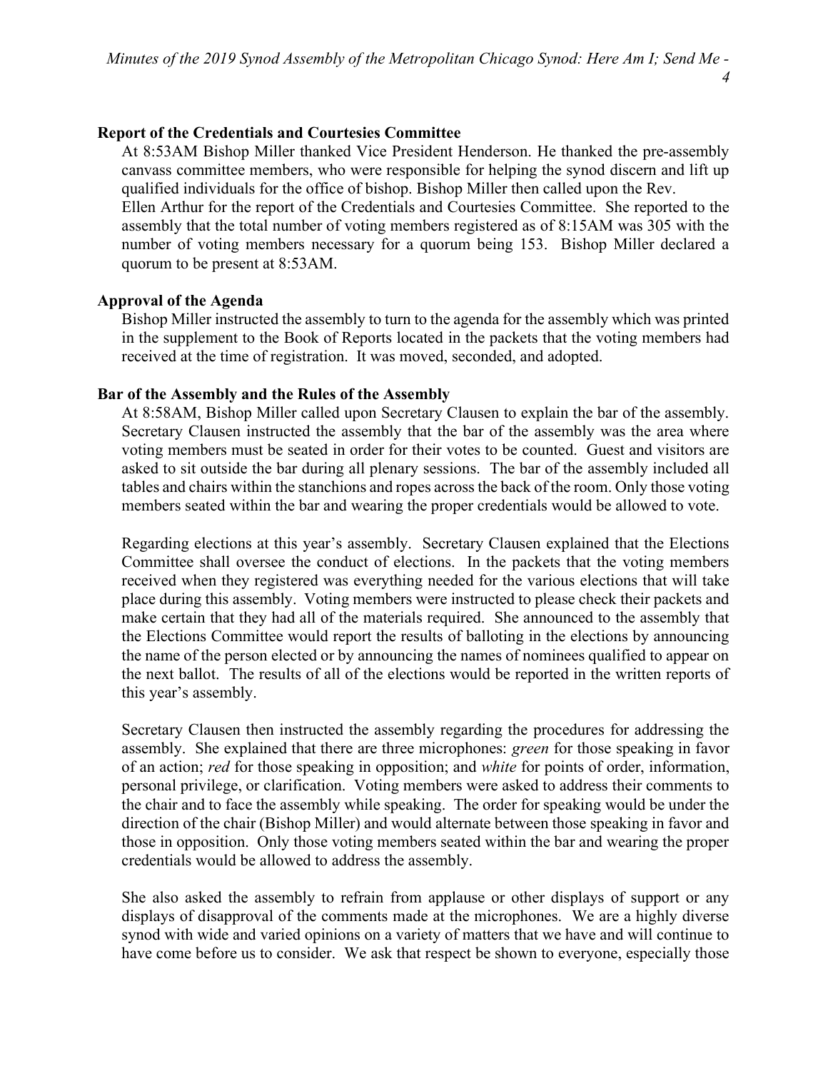**Report of the Credentials and Courtesies Committee**

At 8:53AM Bishop Miller thanked Vice President Henderson. He thanked the pre-assembly canvass committee members, who were responsible for helping the synod discern and lift up qualified individuals for the office of bishop. Bishop Miller then called upon the Rev. Ellen Arthur for the report of the Credentials and Courtesies Committee. She reported to the assembly that the total number of voting members registered as of 8:15AM was 305 with the number of voting members necessary for a quorum being 153. Bishop Miller declared a quorum to be present at 8:53AM.

**Approval of the Agenda**

Bishop Miller instructed the assembly to turn to the agenda for the assembly which was printed in the supplement to the Book of Reports located in the packets that the voting members had received at the time of registration. It was moved, seconded, and adopted.

**Bar of the Assembly and the Rules of the Assembly**

At 8:58AM, Bishop Miller called upon Secretary Clausen to explain the bar of the assembly. Secretary Clausen instructed the assembly that the bar of the assembly was the area where voting members must be seated in order for their votes to be counted. Guest and visitors are asked to sit outside the bar during all plenary sessions. The bar of the assembly included all tables and chairs within the stanchions and ropes across the back of the room. Only those voting members seated within the bar and wearing the proper credentials would be allowed to vote.

Regarding elections at this year's assembly. Secretary Clausen explained that the Elections Committee shall oversee the conduct of elections. In the packets that the voting members received when they registered was everything needed for the various elections that will take place during this assembly. Voting members were instructed to please check their packets and make certain that they had all of the materials required. She announced to the assembly that the Elections Committee would report the results of balloting in the elections by announcing the name of the person elected or by announcing the names of nominees qualified to appear on the next ballot. The results of all of the elections would be reported in the written reports of this year's assembly.

Secretary Clausen then instructed the assembly regarding the procedures for addressing the assembly. She explained that there are three microphones: *green* for those speaking in favor of an action; *red* for those speaking in opposition; and *white* for points of order, information, personal privilege, or clarification. Voting members were asked to address their comments to the chair and to face the assembly while speaking. The order for speaking would be under the direction of the chair (Bishop Miller) and would alternate between those speaking in favor and those in opposition. Only those voting members seated within the bar and wearing the proper credentials would be allowed to address the assembly.

She also asked the assembly to refrain from applause or other displays of support or any displays of disapproval of the comments made at the microphones. We are a highly diverse synod with wide and varied opinions on a variety of matters that we have and will continue to have come before us to consider. We ask that respect be shown to everyone, especially those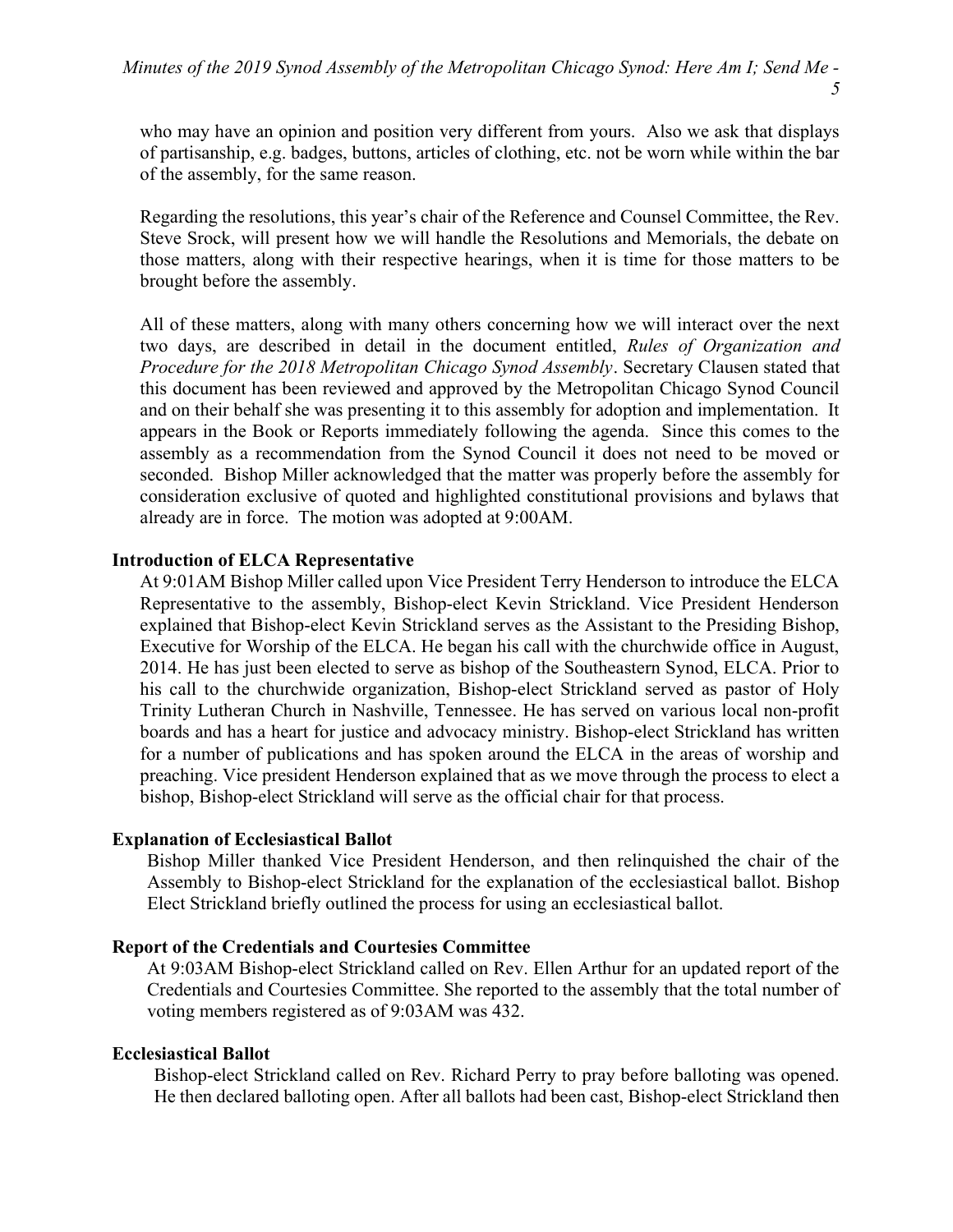who may have an opinion and position very different from yours. Also we ask that displays of partisanship, e.g. badges, buttons, articles of clothing, etc. not be worn while within the bar of the assembly, for the same reason.

Regarding the resolutions, this year's chair of the Reference and Counsel Committee, the Rev. Steve Srock, will present how we will handle the Resolutions and Memorials, the debate on those matters, along with their respective hearings, when it is time for those matters to be brought before the assembly.

All of these matters, along with many others concerning how we will interact over the next two days, are described in detail in the document entitled, *Rules of Organization and Procedure for the 2018 Metropolitan Chicago Synod Assembly*. Secretary Clausen stated that this document has been reviewed and approved by the Metropolitan Chicago Synod Council and on their behalf she was presenting it to this assembly for adoption and implementation. It appears in the Book or Reports immediately following the agenda. Since this comes to the assembly as a recommendation from the Synod Council it does not need to be moved or seconded. Bishop Miller acknowledged that the matter was properly before the assembly for consideration exclusive of quoted and highlighted constitutional provisions and bylaws that already are in force. The motion was adopted at 9:00AM.

**Introduction of ELCA Representative**

At 9:01AM Bishop Miller called upon Vice President Terry Henderson to introduce the ELCA Representative to the assembly, Bishop-elect Kevin Strickland. Vice President Henderson explained that Bishop-elect Kevin Strickland serves as the Assistant to the Presiding Bishop, Executive for Worship of the ELCA. He began his call with the churchwide office in August, 2014. He has just been elected to serve as bishop of the Southeastern Synod, ELCA. Prior to his call to the churchwide organization, Bishop-elect Strickland served as pastor of Holy Trinity Lutheran Church in Nashville, Tennessee. He has served on various local non-profit boards and has a heart for justice and advocacy ministry. Bishop-elect Strickland has written for a number of publications and has spoken around the ELCA in the areas of worship and preaching. Vice president Henderson explained that as we move through the process to elect a bishop, Bishop-elect Strickland will serve as the official chair for that process.

**Explanation of Ecclesiastical Ballot**

Bishop Miller thanked Vice President Henderson, and then relinquished the chair of the Assembly to Bishop-elect Strickland for the explanation of the ecclesiastical ballot. Bishop Elect Strickland briefly outlined the process for using an ecclesiastical ballot.

**Report of the Credentials and Courtesies Committee**

At 9:03AM Bishop-elect Strickland called on Rev. Ellen Arthur for an updated report of the Credentials and Courtesies Committee. She reported to the assembly that the total number of voting members registered as of 9:03AM was 432.

**Ecclesiastical Ballot**

Bishop-elect Strickland called on Rev. Richard Perry to pray before balloting was opened. He then declared balloting open. After all ballots had been cast, Bishop-elect Strickland then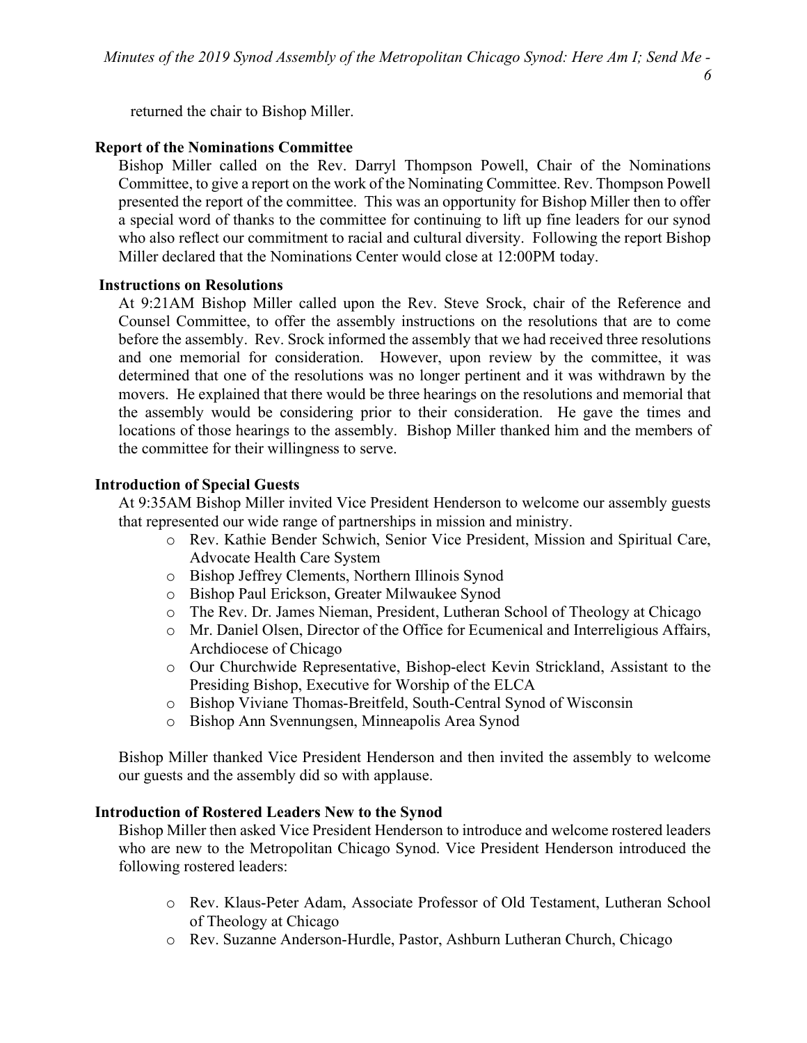returned the chair to Bishop Miller.

**Report of the Nominations Committee**

Bishop Miller called on the Rev. Darryl Thompson Powell, Chair of the Nominations Committee, to give a report on the work of the Nominating Committee. Rev. Thompson Powell presented the report of the committee. This was an opportunity for Bishop Miller then to offer a special word of thanks to the committee for continuing to lift up fine leaders for our synod who also reflect our commitment to racial and cultural diversity. Following the report Bishop Miller declared that the Nominations Center would close at 12:00PM today.

**Instructions on Resolutions**

At 9:21AM Bishop Miller called upon the Rev. Steve Srock, chair of the Reference and Counsel Committee, to offer the assembly instructions on the resolutions that are to come before the assembly. Rev. Srock informed the assembly that we had received three resolutions and one memorial for consideration. However, upon review by the committee, it was determined that one of the resolutions was no longer pertinent and it was withdrawn by the movers. He explained that there would be three hearings on the resolutions and memorial that the assembly would be considering prior to their consideration. He gave the times and locations of those hearings to the assembly. Bishop Miller thanked him and the members of the committee for their willingness to serve.

**Introduction of Special Guests**

At 9:35AM Bishop Miller invited Vice President Henderson to welcome our assembly guests that represented our wide range of partnerships in mission and ministry.

- Rev. Kathie Bender Schwich, Senior Vice President, Mission and Spiritual Care, Advocate Health Care System
- Bishop Jeffrey Clements, Northern Illinois Synod
- Bishop Paul Erickson, Greater Milwaukee Synod
- The Rev. Dr. James Nieman, President, Lutheran School of Theology at Chicago
- Mr. Daniel Olsen, Director of the Office for Ecumenical and Interreligious Affairs, Archdiocese of Chicago
- Our Churchwide Representative, Bishop-elect Kevin Strickland, Assistant to the Presiding Bishop, Executive for Worship of the ELCA
- Bishop Viviane Thomas-Breitfeld, South-Central Synod of Wisconsin
- Bishop Ann Svennungsen, Minneapolis Area Synod

Bishop Miller thanked Vice President Henderson and then invited the assembly to welcome our guests and the assembly did so with applause.

**Introduction of Rostered Leaders New to the Synod**

Bishop Miller then asked Vice President Henderson to introduce and welcome rostered leaders who are new to the Metropolitan Chicago Synod. Vice President Henderson introduced the following rostered leaders:

- Rev. Klaus-Peter Adam, Associate Professor of Old Testament, Lutheran School of Theology at Chicago
- Rev. Suzanne Anderson-Hurdle, Pastor, Ashburn Lutheran Church, Chicago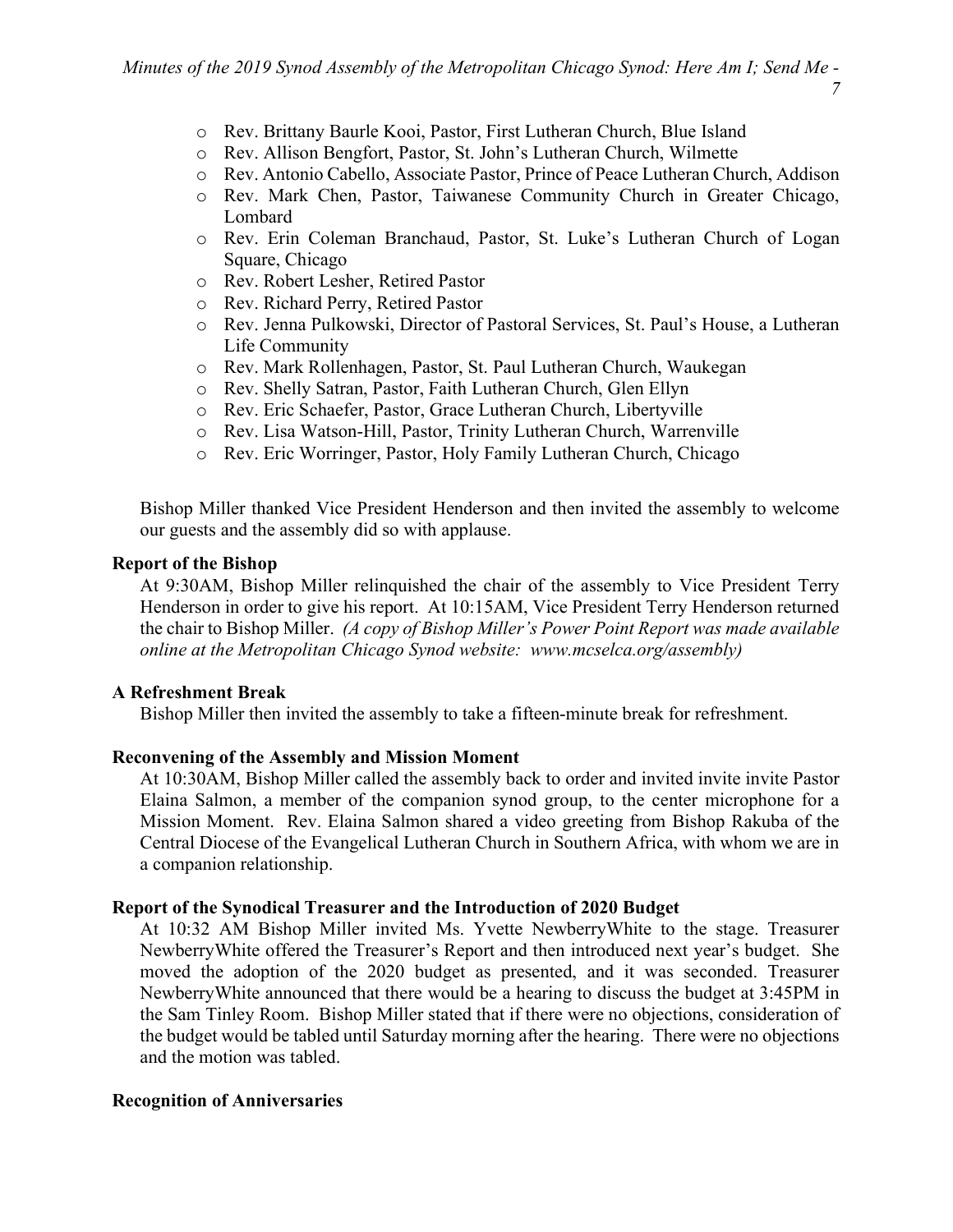- Rev. Brittany Baurle Kooi, Pastor, First Lutheran Church, Blue Island
- Rev. Allison Bengfort, Pastor, St. John's Lutheran Church, Wilmette
- Rev. Antonio Cabello, Associate Pastor, Prince of Peace Lutheran Church, Addison
- Rev. Mark Chen, Pastor, Taiwanese Community Church in Greater Chicago, Lombard
- Rev. Erin Coleman Branchaud, Pastor, St. Luke's Lutheran Church of Logan Square, Chicago
- Rev. Robert Lesher, Retired Pastor
- Rev. Richard Perry, Retired Pastor
- Rev. Jenna Pulkowski, Director of Pastoral Services, St. Paul's House, a Lutheran Life Community
- Rev. Mark Rollenhagen, Pastor, St. Paul Lutheran Church, Waukegan
- Rev. Shelly Satran, Pastor, Faith Lutheran Church, Glen Ellyn
- Rev. Eric Schaefer, Pastor, Grace Lutheran Church, Libertyville
- Rev. Lisa Watson-Hill, Pastor, Trinity Lutheran Church, Warrenville
- Rev. Eric Worringer, Pastor, Holy Family Lutheran Church, Chicago

Bishop Miller thanked Vice President Henderson and then invited the assembly to welcome our guests and the assembly did so with applause.

**Report of the Bishop**

At 9:30AM, Bishop Miller relinquished the chair of the assembly to Vice President Terry Henderson in order to give his report. At 10:15AM, Vice President Terry Henderson returned the chair to Bishop Miller. *(A copy of Bishop Miller's Power Point Report was made available online at the Metropolitan Chicago Synod website: www.mcselca.org/assembly)*

**A Refreshment Break**

Bishop Miller then invited the assembly to take a fifteen-minute break for refreshment.

**Reconvening of the Assembly and Mission Moment**

At 10:30AM, Bishop Miller called the assembly back to order and invited invite invite Pastor Elaina Salmon, a member of the companion synod group, to the center microphone for a Mission Moment. Rev. Elaina Salmon shared a video greeting from Bishop Rakuba of the Central Diocese of the Evangelical Lutheran Church in Southern Africa, with whom we are in a companion relationship.

**Report of the Synodical Treasurer and the Introduction of 2020 Budget**

At 10:32 AM Bishop Miller invited Ms. Yvette NewberryWhite to the stage. Treasurer NewberryWhite offered the Treasurer's Report and then introduced next year's budget. She moved the adoption of the 2020 budget as presented, and it was seconded. Treasurer NewberryWhite announced that there would be a hearing to discuss the budget at 3:45PM in the Sam Tinley Room. Bishop Miller stated that if there were no objections, consideration of the budget would be tabled until Saturday morning after the hearing. There were no objections and the motion was tabled.

**Recognition of Anniversaries**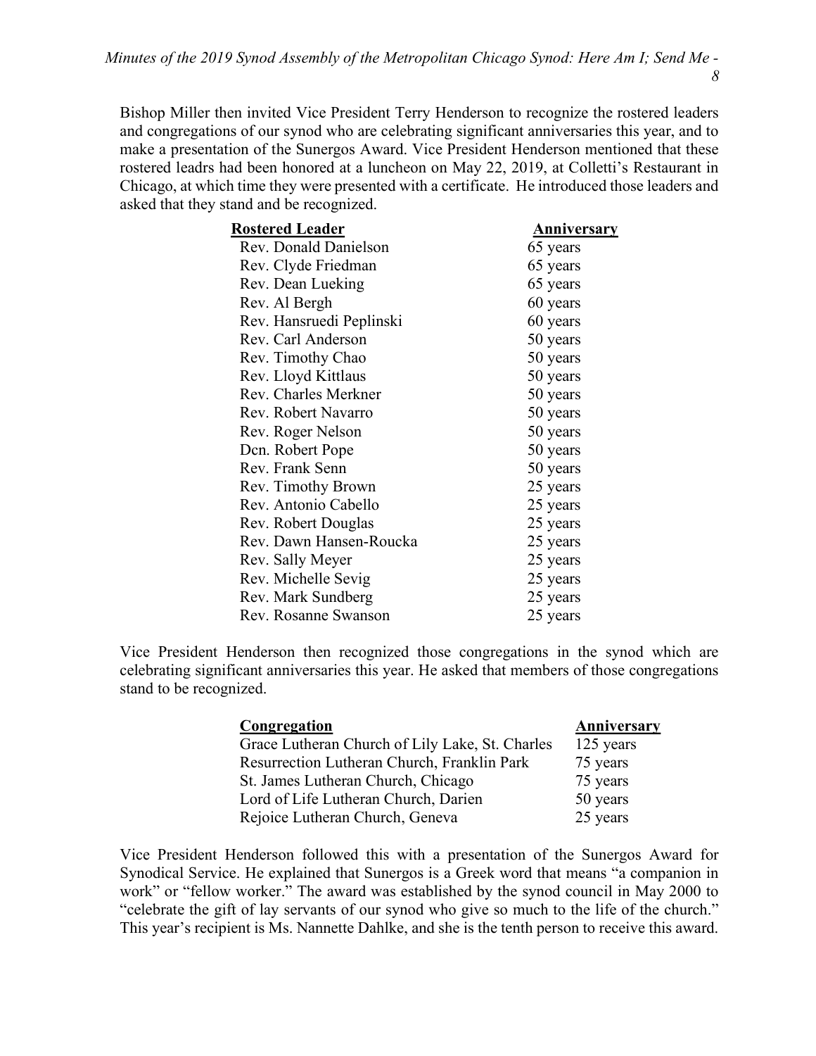Bishop Miller then invited Vice President Terry Henderson to recognize the rostered leaders and congregations of our synod who are celebrating significant anniversaries this year, and to make a presentation of the Sunergos Award. Vice President Henderson mentioned that these rostered leadrs had been honored at a luncheon on May 22, 2019, at Colletti's Restaurant in Chicago, at which time they were presented with a certificate. He introduced those leaders and asked that they stand and be recognized.

| Rostered Leader | Anniversary |
|---|---|
| Rev. Donald Danielson | 65 years |
| Rev. Clyde Friedman | 65 years |
| Rev. Dean Lueking | 65 years |
| Rev. Al Bergh | 60 years |
| Rev. Hansruedi Peplinski | 60 years |
| Rev. Carl Anderson | 50 years |
| Rev. Timothy Chao | 50 years |
| Rev. Lloyd Kittlaus | 50 years |
| Rev. Charles Merkner | 50 years |
| Rev. Robert Navarro | 50 years |
| Rev. Roger Nelson | 50 years |
| Dcn. Robert Pope | 50 years |
| Rev. Frank Senn | 50 years |
| Rev. Timothy Brown | 25 years |
| Rev. Antonio Cabello | 25 years |
| Rev. Robert Douglas | 25 years |
| Rev. Dawn Hansen-Roucka | 25 years |
| Rev. Sally Meyer | 25 years |
| Rev. Michelle Sevig | 25 years |
| Rev. Mark Sundberg | 25 years |
| Rev. Rosanne Swanson | 25 years |

Vice President Henderson then recognized those congregations in the synod which are celebrating significant anniversaries this year. He asked that members of those congregations stand to be recognized.

| Congregation | Anniversary |
|---|---|
| Grace Lutheran Church of Lily Lake, St. Charles | 125 years |
| Resurrection Lutheran Church, Franklin Park | 75 years |
| St. James Lutheran Church, Chicago | 75 years |
| Lord of Life Lutheran Church, Darien | 50 years |
| Rejoice Lutheran Church, Geneva | 25 years |

Vice President Henderson followed this with a presentation of the Sunergos Award for Synodical Service. He explained that Sunergos is a Greek word that means "a companion in work" or "fellow worker." The award was established by the synod council in May 2000 to "celebrate the gift of lay servants of our synod who give so much to the life of the church." This year's recipient is Ms. Nannette Dahlke, and she is the tenth person to receive this award.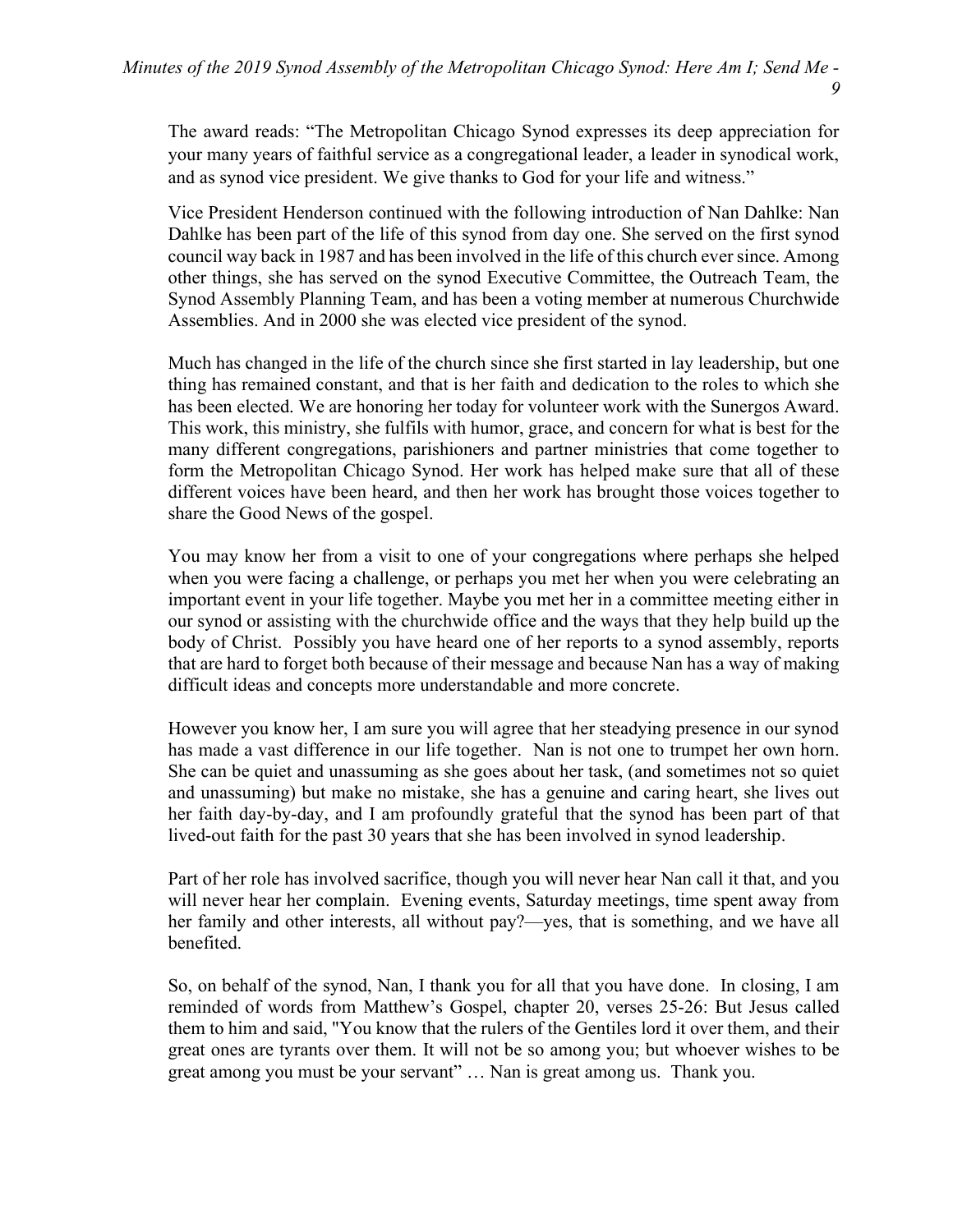The award reads: "The Metropolitan Chicago Synod expresses its deep appreciation for your many years of faithful service as a congregational leader, a leader in synodical work, and as synod vice president. We give thanks to God for your life and witness."

Vice President Henderson continued with the following introduction of Nan Dahlke: Nan Dahlke has been part of the life of this synod from day one. She served on the first synod council way back in 1987 and has been involved in the life of this church ever since. Among other things, she has served on the synod Executive Committee, the Outreach Team, the Synod Assembly Planning Team, and has been a voting member at numerous Churchwide Assemblies. And in 2000 she was elected vice president of the synod.

Much has changed in the life of the church since she first started in lay leadership, but one thing has remained constant, and that is her faith and dedication to the roles to which she has been elected. We are honoring her today for volunteer work with the Sunergos Award. This work, this ministry, she fulfils with humor, grace, and concern for what is best for the many different congregations, parishioners and partner ministries that come together to form the Metropolitan Chicago Synod. Her work has helped make sure that all of these different voices have been heard, and then her work has brought those voices together to share the Good News of the gospel.

You may know her from a visit to one of your congregations where perhaps she helped when you were facing a challenge, or perhaps you met her when you were celebrating an important event in your life together. Maybe you met her in a committee meeting either in our synod or assisting with the churchwide office and the ways that they help build up the body of Christ. Possibly you have heard one of her reports to a synod assembly, reports that are hard to forget both because of their message and because Nan has a way of making difficult ideas and concepts more understandable and more concrete.

However you know her, I am sure you will agree that her steadying presence in our synod has made a vast difference in our life together. Nan is not one to trumpet her own horn. She can be quiet and unassuming as she goes about her task, (and sometimes not so quiet and unassuming) but make no mistake, she has a genuine and caring heart, she lives out her faith day-by-day, and I am profoundly grateful that the synod has been part of that lived-out faith for the past 30 years that she has been involved in synod leadership.

Part of her role has involved sacrifice, though you will never hear Nan call it that, and you will never hear her complain. Evening events, Saturday meetings, time spent away from her family and other interests, all without pay?—yes, that is something, and we have all benefited.

So, on behalf of the synod, Nan, I thank you for all that you have done. In closing, I am reminded of words from Matthew's Gospel, chapter 20, verses 25-26: But Jesus called them to him and said, "You know that the rulers of the Gentiles lord it over them, and their great ones are tyrants over them. It will not be so among you; but whoever wishes to be great among you must be your servant" … Nan is great among us. Thank you.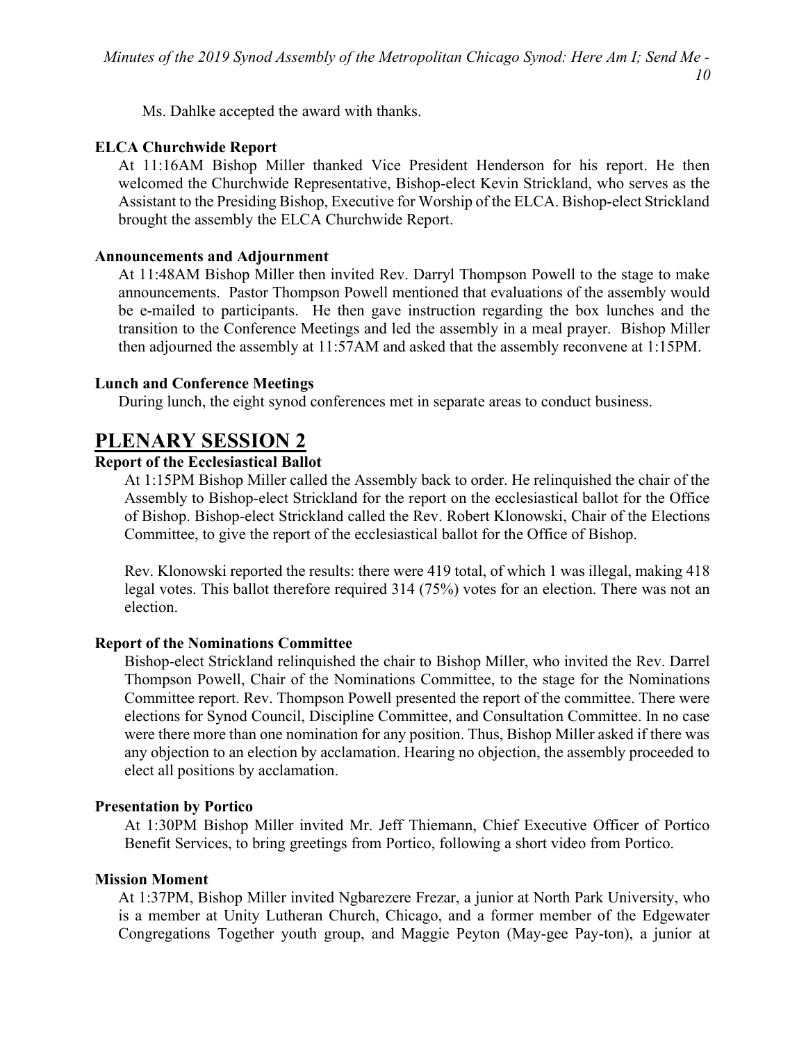Ms. Dahlke accepted the award with thanks.

**ELCA Churchwide Report**

At 11:16AM Bishop Miller thanked Vice President Henderson for his report. He then welcomed the Churchwide Representative, Bishop-elect Kevin Strickland, who serves as the Assistant to the Presiding Bishop, Executive for Worship of the ELCA. Bishop-elect Strickland brought the assembly the ELCA Churchwide Report.

**Announcements and Adjournment**

At 11:48AM Bishop Miller then invited Rev. Darryl Thompson Powell to the stage to make announcements. Pastor Thompson Powell mentioned that evaluations of the assembly would be e-mailed to participants. He then gave instruction regarding the box lunches and the transition to the Conference Meetings and led the assembly in a meal prayer. Bishop Miller then adjourned the assembly at 11:57AM and asked that the assembly reconvene at 1:15PM.

**Lunch and Conference Meetings**

During lunch, the eight synod conferences met in separate areas to conduct business.

# PLENARY SESSION 2

**Report of the Ecclesiastical Ballot**

At 1:15PM Bishop Miller called the Assembly back to order. He relinquished the chair of the Assembly to Bishop-elect Strickland for the report on the ecclesiastical ballot for the Office of Bishop. Bishop-elect Strickland called the Rev. Robert Klonowski, Chair of the Elections Committee, to give the report of the ecclesiastical ballot for the Office of Bishop.

Rev. Klonowski reported the results: there were 419 total, of which 1 was illegal, making 418 legal votes. This ballot therefore required 314 (75%) votes for an election. There was not an election.

**Report of the Nominations Committee**

Bishop-elect Strickland relinquished the chair to Bishop Miller, who invited the Rev. Darrel Thompson Powell, Chair of the Nominations Committee, to the stage for the Nominations Committee report. Rev. Thompson Powell presented the report of the committee. There were elections for Synod Council, Discipline Committee, and Consultation Committee. In no case were there more than one nomination for any position. Thus, Bishop Miller asked if there was any objection to an election by acclamation. Hearing no objection, the assembly proceeded to elect all positions by acclamation.

**Presentation by Portico**

At 1:30PM Bishop Miller invited Mr. Jeff Thiemann, Chief Executive Officer of Portico Benefit Services, to bring greetings from Portico, following a short video from Portico.

**Mission Moment**

At 1:37PM, Bishop Miller invited Ngbarezere Frezar, a junior at North Park University, who is a member at Unity Lutheran Church, Chicago, and a former member of the Edgewater Congregations Together youth group, and Maggie Peyton (May-gee Pay-ton), a junior at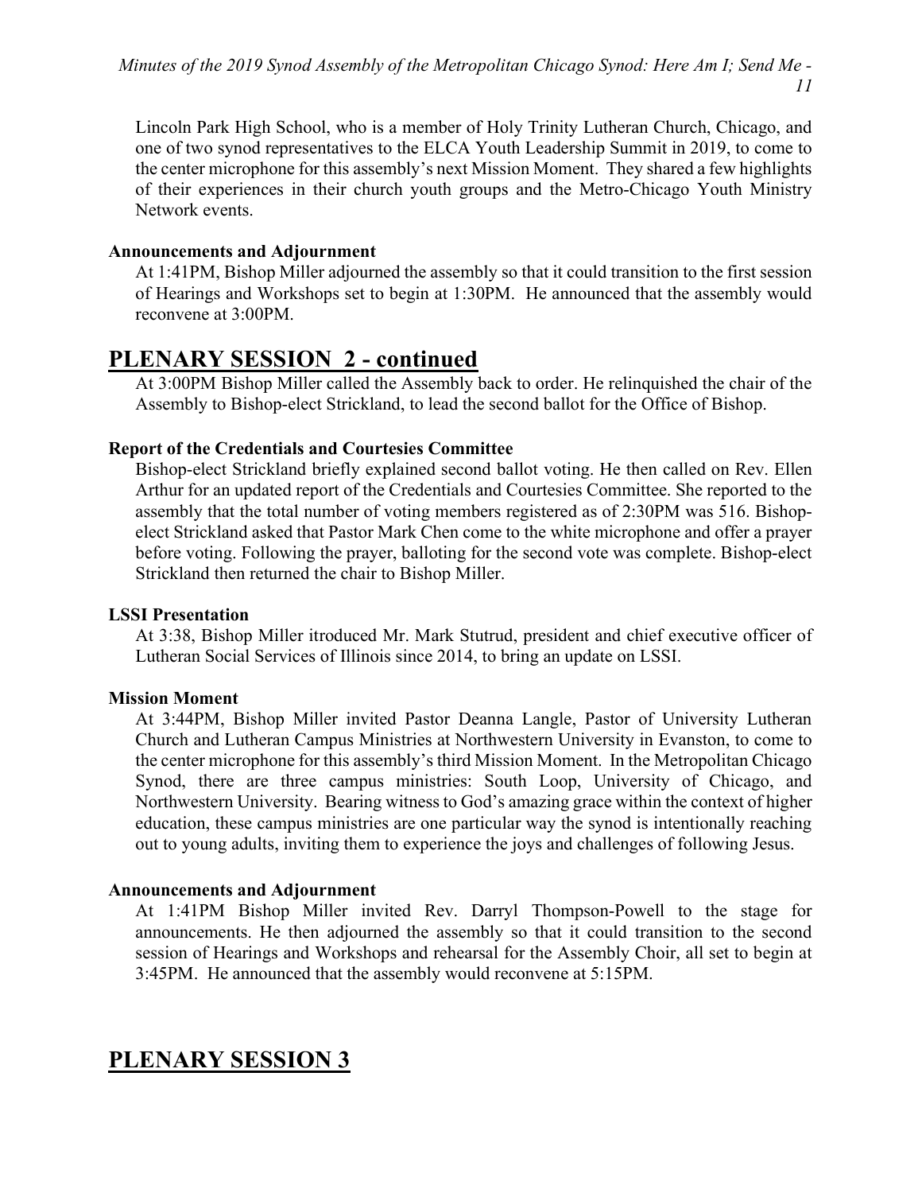Lincoln Park High School, who is a member of Holy Trinity Lutheran Church, Chicago, and one of two synod representatives to the ELCA Youth Leadership Summit in 2019, to come to the center microphone for this assembly's next Mission Moment. They shared a few highlights of their experiences in their church youth groups and the Metro-Chicago Youth Ministry Network events.

**Announcements and Adjournment**

At 1:41PM, Bishop Miller adjourned the assembly so that it could transition to the first session of Hearings and Workshops set to begin at 1:30PM. He announced that the assembly would reconvene at 3:00PM.

## PLENARY SESSION 2 - continued

At 3:00PM Bishop Miller called the Assembly back to order. He relinquished the chair of the Assembly to Bishop-elect Strickland, to lead the second ballot for the Office of Bishop.

**Report of the Credentials and Courtesies Committee**

Bishop-elect Strickland briefly explained second ballot voting. He then called on Rev. Ellen Arthur for an updated report of the Credentials and Courtesies Committee. She reported to the assembly that the total number of voting members registered as of 2:30PM was 516. Bishop-elect Strickland asked that Pastor Mark Chen come to the white microphone and offer a prayer before voting. Following the prayer, balloting for the second vote was complete. Bishop-elect Strickland then returned the chair to Bishop Miller.

**LSSI Presentation**

At 3:38, Bishop Miller itroduced Mr. Mark Stutrud, president and chief executive officer of Lutheran Social Services of Illinois since 2014, to bring an update on LSSI.

**Mission Moment**

At 3:44PM, Bishop Miller invited Pastor Deanna Langle, Pastor of University Lutheran Church and Lutheran Campus Ministries at Northwestern University in Evanston, to come to the center microphone for this assembly's third Mission Moment. In the Metropolitan Chicago Synod, there are three campus ministries: South Loop, University of Chicago, and Northwestern University. Bearing witness to God's amazing grace within the context of higher education, these campus ministries are one particular way the synod is intentionally reaching out to young adults, inviting them to experience the joys and challenges of following Jesus.

**Announcements and Adjournment**

At 1:41PM Bishop Miller invited Rev. Darryl Thompson-Powell to the stage for announcements. He then adjourned the assembly so that it could transition to the second session of Hearings and Workshops and rehearsal for the Assembly Choir, all set to begin at 3:45PM. He announced that the assembly would reconvene at 5:15PM.

## PLENARY SESSION 3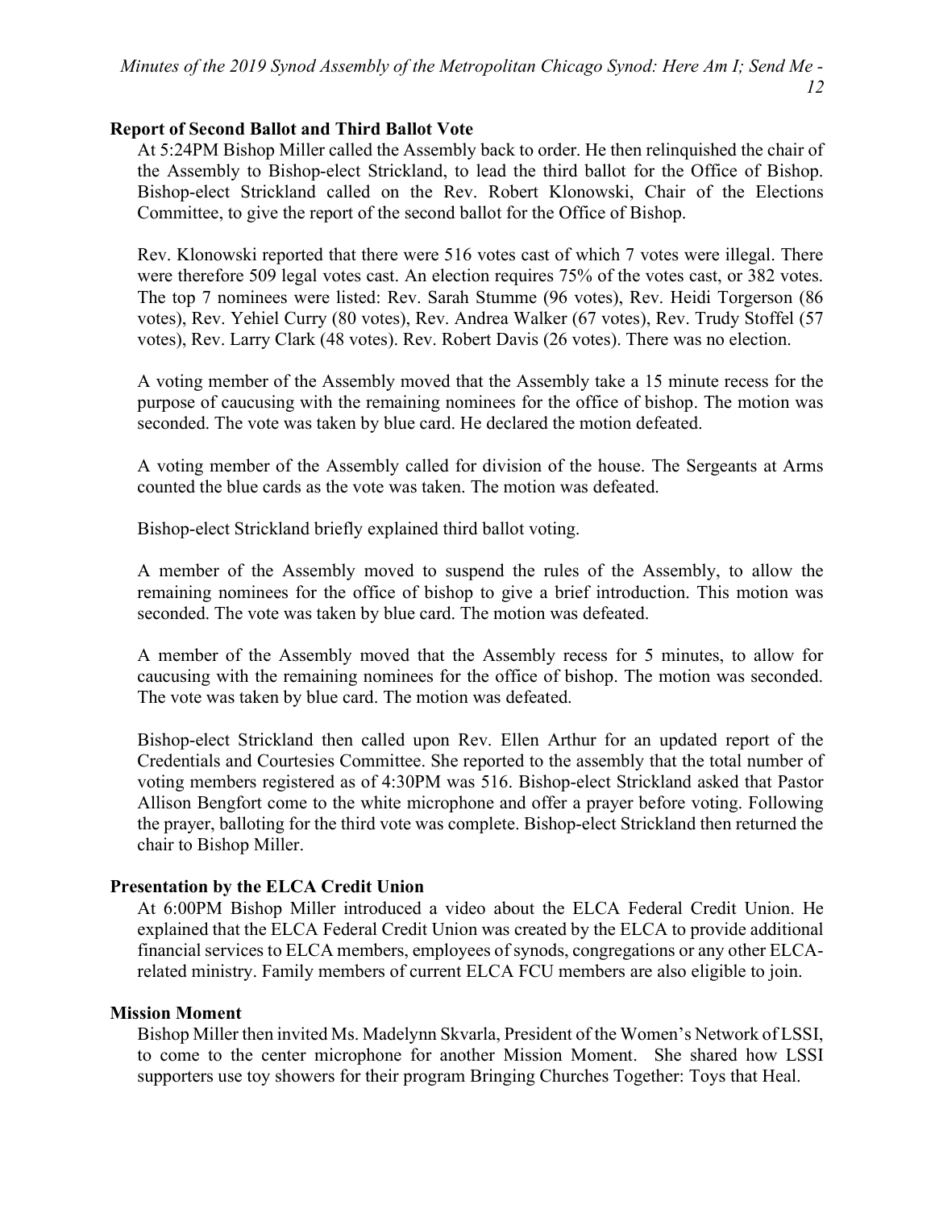### Report of Second Ballot and Third Ballot Vote

At 5:24PM Bishop Miller called the Assembly back to order. He then relinquished the chair of the Assembly to Bishop-elect Strickland, to lead the third ballot for the Office of Bishop. Bishop-elect Strickland called on the Rev. Robert Klonowski, Chair of the Elections Committee, to give the report of the second ballot for the Office of Bishop.

Rev. Klonowski reported that there were 516 votes cast of which 7 votes were illegal. There were therefore 509 legal votes cast. An election requires 75% of the votes cast, or 382 votes. The top 7 nominees were listed: Rev. Sarah Stumme (96 votes), Rev. Heidi Torgerson (86 votes), Rev. Yehiel Curry (80 votes), Rev. Andrea Walker (67 votes), Rev. Trudy Stoffel (57 votes), Rev. Larry Clark (48 votes). Rev. Robert Davis (26 votes). There was no election.

A voting member of the Assembly moved that the Assembly take a 15 minute recess for the purpose of caucusing with the remaining nominees for the office of bishop. The motion was seconded. The vote was taken by blue card. He declared the motion defeated.

A voting member of the Assembly called for division of the house. The Sergeants at Arms counted the blue cards as the vote was taken. The motion was defeated.

Bishop-elect Strickland briefly explained third ballot voting.

A member of the Assembly moved to suspend the rules of the Assembly, to allow the remaining nominees for the office of bishop to give a brief introduction. This motion was seconded. The vote was taken by blue card. The motion was defeated.

A member of the Assembly moved that the Assembly recess for 5 minutes, to allow for caucusing with the remaining nominees for the office of bishop. The motion was seconded. The vote was taken by blue card. The motion was defeated.

Bishop-elect Strickland then called upon Rev. Ellen Arthur for an updated report of the Credentials and Courtesies Committee. She reported to the assembly that the total number of voting members registered as of 4:30PM was 516. Bishop-elect Strickland asked that Pastor Allison Bengfort come to the white microphone and offer a prayer before voting. Following the prayer, balloting for the third vote was complete. Bishop-elect Strickland then returned the chair to Bishop Miller.

### Presentation by the ELCA Credit Union

At 6:00PM Bishop Miller introduced a video about the ELCA Federal Credit Union. He explained that the ELCA Federal Credit Union was created by the ELCA to provide additional financial services to ELCA members, employees of synods, congregations or any other ELCA-related ministry. Family members of current ELCA FCU members are also eligible to join.

### Mission Moment

Bishop Miller then invited Ms. Madelynn Skvarla, President of the Women's Network of LSSI, to come to the center microphone for another Mission Moment. She shared how LSSI supporters use toy showers for their program Bringing Churches Together: Toys that Heal.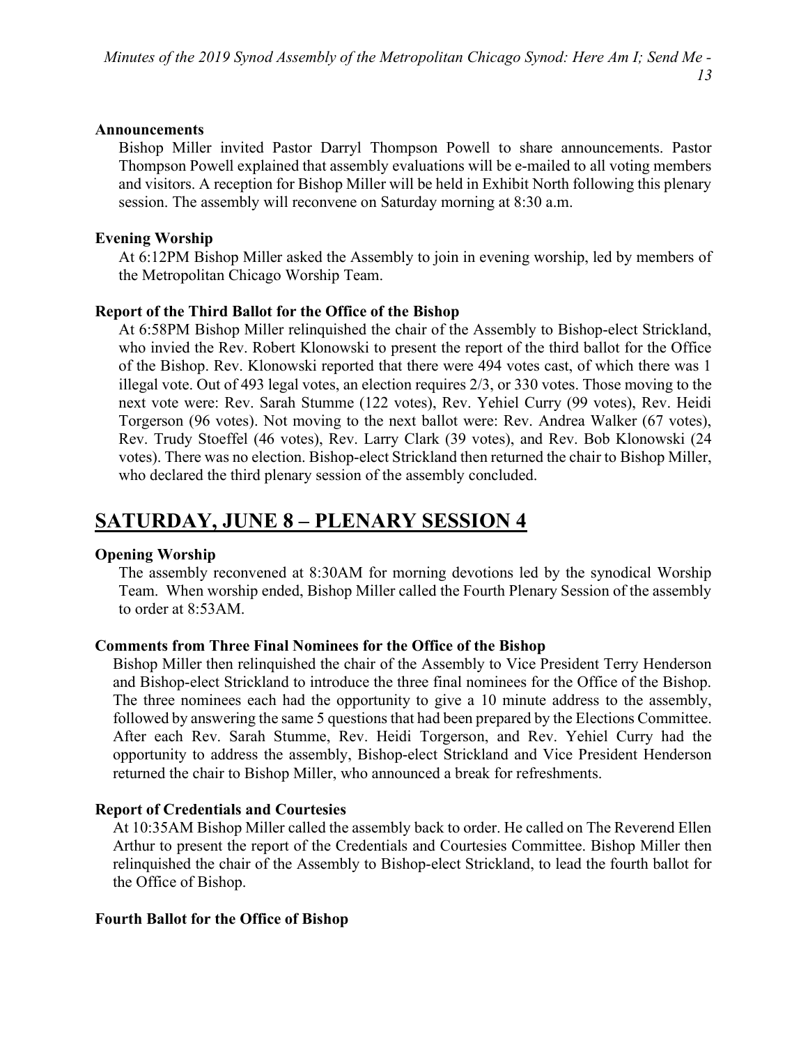### Announcements

Bishop Miller invited Pastor Darryl Thompson Powell to share announcements. Pastor Thompson Powell explained that assembly evaluations will be e-mailed to all voting members and visitors. A reception for Bishop Miller will be held in Exhibit North following this plenary session. The assembly will reconvene on Saturday morning at 8:30 a.m.

### Evening Worship

At 6:12PM Bishop Miller asked the Assembly to join in evening worship, led by members of the Metropolitan Chicago Worship Team.

### Report of the Third Ballot for the Office of the Bishop

At 6:58PM Bishop Miller relinquished the chair of the Assembly to Bishop-elect Strickland, who invied the Rev. Robert Klonowski to present the report of the third ballot for the Office of the Bishop. Rev. Klonowski reported that there were 494 votes cast, of which there was 1 illegal vote. Out of 493 legal votes, an election requires 2/3, or 330 votes. Those moving to the next vote were: Rev. Sarah Stumme (122 votes), Rev. Yehiel Curry (99 votes), Rev. Heidi Torgerson (96 votes). Not moving to the next ballot were: Rev. Andrea Walker (67 votes), Rev. Trudy Stoeffel (46 votes), Rev. Larry Clark (39 votes), and Rev. Bob Klonowski (24 votes). There was no election. Bishop-elect Strickland then returned the chair to Bishop Miller, who declared the third plenary session of the assembly concluded.

## SATURDAY, JUNE 8 – PLENARY SESSION 4

### Opening Worship

The assembly reconvened at 8:30AM for morning devotions led by the synodical Worship Team. When worship ended, Bishop Miller called the Fourth Plenary Session of the assembly to order at 8:53AM.

### Comments from Three Final Nominees for the Office of the Bishop

Bishop Miller then relinquished the chair of the Assembly to Vice President Terry Henderson and Bishop-elect Strickland to introduce the three final nominees for the Office of the Bishop. The three nominees each had the opportunity to give a 10 minute address to the assembly, followed by answering the same 5 questions that had been prepared by the Elections Committee. After each Rev. Sarah Stumme, Rev. Heidi Torgerson, and Rev. Yehiel Curry had the opportunity to address the assembly, Bishop-elect Strickland and Vice President Henderson returned the chair to Bishop Miller, who announced a break for refreshments.

### Report of Credentials and Courtesies

At 10:35AM Bishop Miller called the assembly back to order. He called on The Reverend Ellen Arthur to present the report of the Credentials and Courtesies Committee. Bishop Miller then relinquished the chair of the Assembly to Bishop-elect Strickland, to lead the fourth ballot for the Office of Bishop.

### Fourth Ballot for the Office of Bishop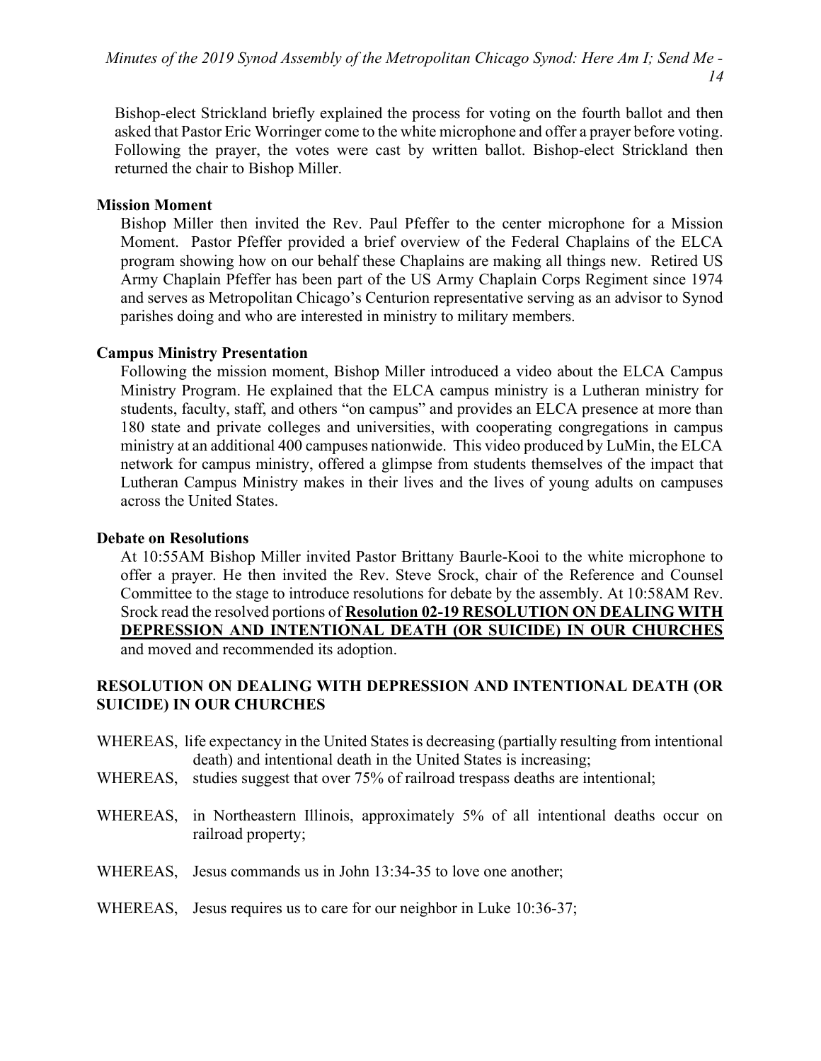Bishop-elect Strickland briefly explained the process for voting on the fourth ballot and then asked that Pastor Eric Worringer come to the white microphone and offer a prayer before voting. Following the prayer, the votes were cast by written ballot. Bishop-elect Strickland then returned the chair to Bishop Miller.

**Mission Moment**

Bishop Miller then invited the Rev. Paul Pfeffer to the center microphone for a Mission Moment. Pastor Pfeffer provided a brief overview of the Federal Chaplains of the ELCA program showing how on our behalf these Chaplains are making all things new. Retired US Army Chaplain Pfeffer has been part of the US Army Chaplain Corps Regiment since 1974 and serves as Metropolitan Chicago's Centurion representative serving as an advisor to Synod parishes doing and who are interested in ministry to military members.

**Campus Ministry Presentation**

Following the mission moment, Bishop Miller introduced a video about the ELCA Campus Ministry Program. He explained that the ELCA campus ministry is a Lutheran ministry for students, faculty, staff, and others "on campus" and provides an ELCA presence at more than 180 state and private colleges and universities, with cooperating congregations in campus ministry at an additional 400 campuses nationwide. This video produced by LuMin, the ELCA network for campus ministry, offered a glimpse from students themselves of the impact that Lutheran Campus Ministry makes in their lives and the lives of young adults on campuses across the United States.

**Debate on Resolutions**

At 10:55AM Bishop Miller invited Pastor Brittany Baurle-Kooi to the white microphone to offer a prayer. He then invited the Rev. Steve Srock, chair of the Reference and Counsel Committee to the stage to introduce resolutions for debate by the assembly. At 10:58AM Rev. Srock read the resolved portions of **Resolution 02-19 RESOLUTION ON DEALING WITH DEPRESSION AND INTENTIONAL DEATH (OR SUICIDE) IN OUR CHURCHES** and moved and recommended its adoption.

**RESOLUTION ON DEALING WITH DEPRESSION AND INTENTIONAL DEATH (OR SUICIDE) IN OUR CHURCHES**

WHEREAS, life expectancy in the United States is decreasing (partially resulting from intentional death) and intentional death in the United States is increasing;

WHEREAS, studies suggest that over 75% of railroad trespass deaths are intentional;

WHEREAS, in Northeastern Illinois, approximately 5% of all intentional deaths occur on railroad property;

WHEREAS, Jesus commands us in John 13:34-35 to love one another;

WHEREAS, Jesus requires us to care for our neighbor in Luke 10:36-37;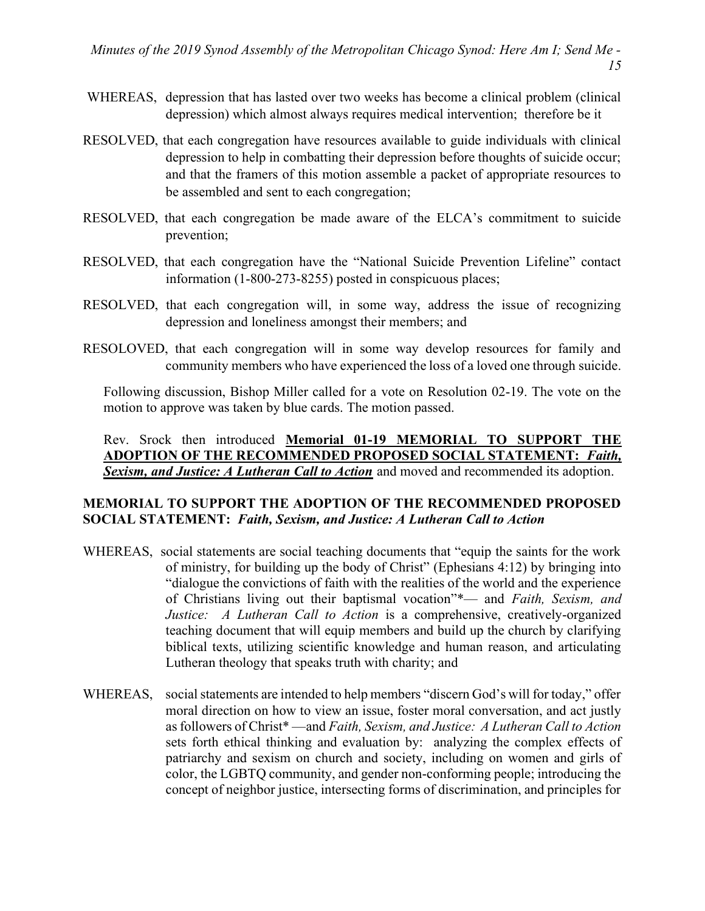WHEREAS, depression that has lasted over two weeks has become a clinical problem (clinical depression) which almost always requires medical intervention; therefore be it

RESOLVED, that each congregation have resources available to guide individuals with clinical depression to help in combatting their depression before thoughts of suicide occur; and that the framers of this motion assemble a packet of appropriate resources to be assembled and sent to each congregation;

RESOLVED, that each congregation be made aware of the ELCA's commitment to suicide prevention;

RESOLVED, that each congregation have the "National Suicide Prevention Lifeline" contact information (1-800-273-8255) posted in conspicuous places;

RESOLVED, that each congregation will, in some way, address the issue of recognizing depression and loneliness amongst their members; and

RESOLOVED, that each congregation will in some way develop resources for family and community members who have experienced the loss of a loved one through suicide.

Following discussion, Bishop Miller called for a vote on Resolution 02-19. The vote on the motion to approve was taken by blue cards. The motion passed.

Rev. Srock then introduced **Memorial 01-19 MEMORIAL TO SUPPORT THE ADOPTION OF THE RECOMMENDED PROPOSED SOCIAL STATEMENT: *Faith, Sexism, and Justice: A Lutheran Call to Action*** and moved and recommended its adoption.

**MEMORIAL TO SUPPORT THE ADOPTION OF THE RECOMMENDED PROPOSED SOCIAL STATEMENT: *Faith, Sexism, and Justice: A Lutheran Call to Action***

WHEREAS, social statements are social teaching documents that "equip the saints for the work of ministry, for building up the body of Christ" (Ephesians 4:12) by bringing into "dialogue the convictions of faith with the realities of the world and the experience of Christians living out their baptismal vocation"*— and *Faith, Sexism, and Justice: A Lutheran Call to Action* is a comprehensive, creatively-organized teaching document that will equip members and build up the church by clarifying biblical texts, utilizing scientific knowledge and human reason, and articulating Lutheran theology that speaks truth with charity; and

WHEREAS, social statements are intended to help members "discern God's will for today," offer moral direction on how to view an issue, foster moral conversation, and act justly as followers of Christ* —and *Faith, Sexism, and Justice: A Lutheran Call to Action* sets forth ethical thinking and evaluation by: analyzing the complex effects of patriarchy and sexism on church and society, including on women and girls of color, the LGBTQ community, and gender non-conforming people; introducing the concept of neighbor justice, intersecting forms of discrimination, and principles for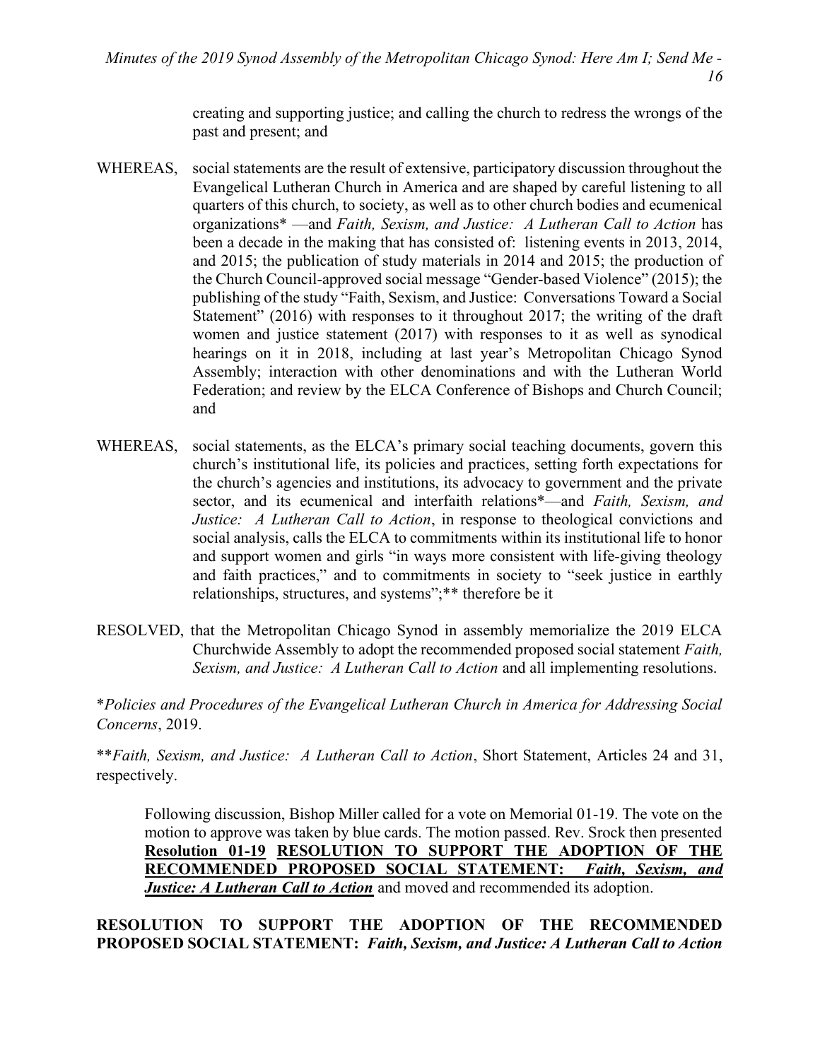creating and supporting justice; and calling the church to redress the wrongs of the past and present; and

WHEREAS, social statements are the result of extensive, participatory discussion throughout the Evangelical Lutheran Church in America and are shaped by careful listening to all quarters of this church, to society, as well as to other church bodies and ecumenical organizations* —and *Faith, Sexism, and Justice: A Lutheran Call to Action* has been a decade in the making that has consisted of: listening events in 2013, 2014, and 2015; the publication of study materials in 2014 and 2015; the production of the Church Council-approved social message "Gender-based Violence" (2015); the publishing of the study "Faith, Sexism, and Justice: Conversations Toward a Social Statement" (2016) with responses to it throughout 2017; the writing of the draft women and justice statement (2017) with responses to it as well as synodical hearings on it in 2018, including at last year's Metropolitan Chicago Synod Assembly; interaction with other denominations and with the Lutheran World Federation; and review by the ELCA Conference of Bishops and Church Council; and

WHEREAS, social statements, as the ELCA's primary social teaching documents, govern this church's institutional life, its policies and practices, setting forth expectations for the church's agencies and institutions, its advocacy to government and the private sector, and its ecumenical and interfaith relations*—and *Faith, Sexism, and Justice: A Lutheran Call to Action*, in response to theological convictions and social analysis, calls the ELCA to commitments within its institutional life to honor and support women and girls "in ways more consistent with life-giving theology and faith practices," and to commitments in society to "seek justice in earthly relationships, structures, and systems";** therefore be it

RESOLVED, that the Metropolitan Chicago Synod in assembly memorialize the 2019 ELCA Churchwide Assembly to adopt the recommended proposed social statement *Faith, Sexism, and Justice: A Lutheran Call to Action* and all implementing resolutions.

**Policies and Procedures of the Evangelical Lutheran Church in America for Addressing Social Concerns*, 2019.

***Faith, Sexism, and Justice: A Lutheran Call to Action*, Short Statement, Articles 24 and 31, respectively.

Following discussion, Bishop Miller called for a vote on Memorial 01-19. The vote on the motion to approve was taken by blue cards. The motion passed. Rev. Srock then presented **Resolution 01-19 RESOLUTION TO SUPPORT THE ADOPTION OF THE RECOMMENDED PROPOSED SOCIAL STATEMENT: *Faith, Sexism, and Justice: A Lutheran Call to Action*** and moved and recommended its adoption.

**RESOLUTION TO SUPPORT THE ADOPTION OF THE RECOMMENDED PROPOSED SOCIAL STATEMENT: *Faith, Sexism, and Justice: A Lutheran Call to Action***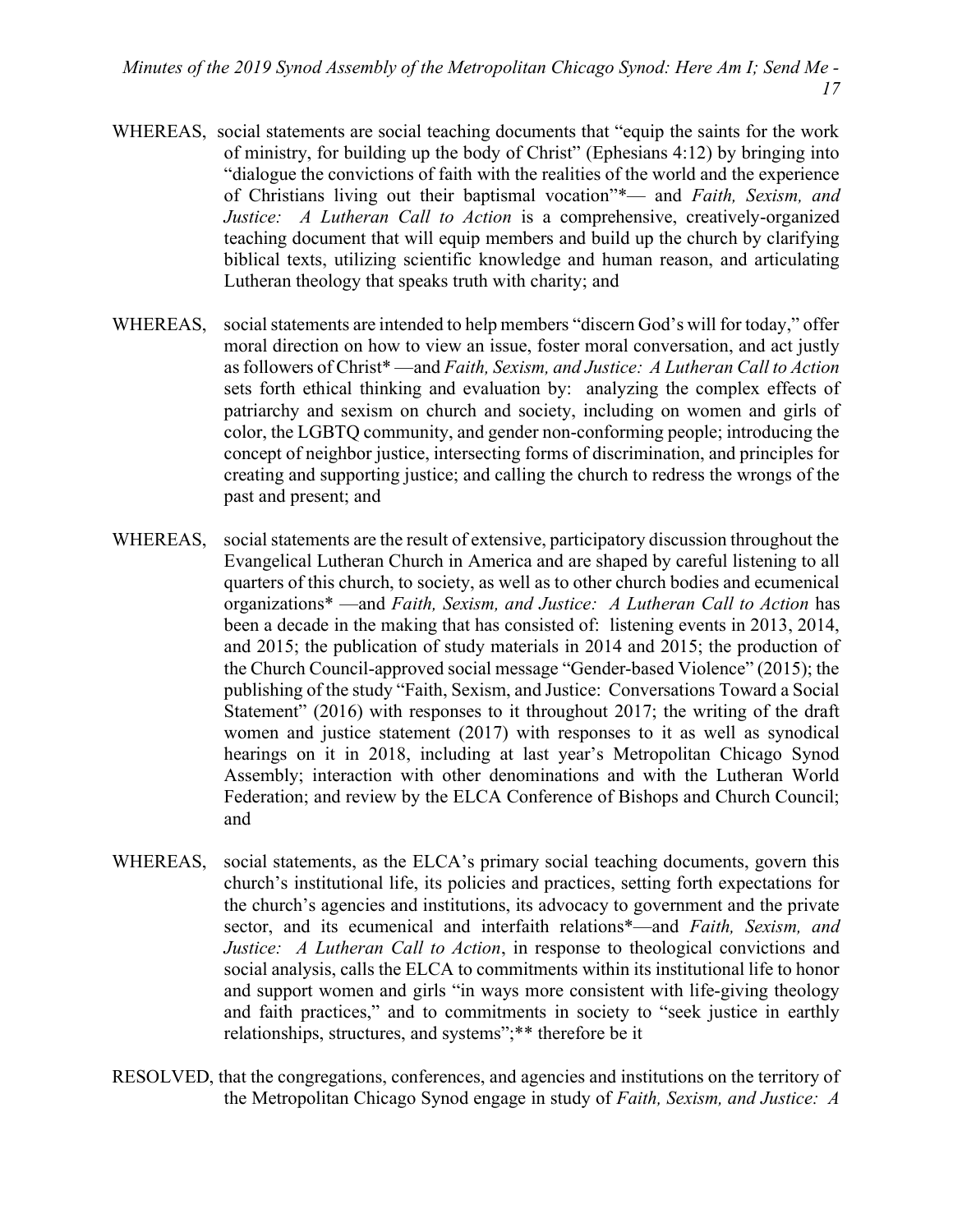WHEREAS, social statements are social teaching documents that "equip the saints for the work of ministry, for building up the body of Christ" (Ephesians 4:12) by bringing into "dialogue the convictions of faith with the realities of the world and the experience of Christians living out their baptismal vocation"*— and *Faith, Sexism, and Justice: A Lutheran Call to Action* is a comprehensive, creatively-organized teaching document that will equip members and build up the church by clarifying biblical texts, utilizing scientific knowledge and human reason, and articulating Lutheran theology that speaks truth with charity; and

WHEREAS, social statements are intended to help members "discern God's will for today," offer moral direction on how to view an issue, foster moral conversation, and act justly as followers of Christ* —and *Faith, Sexism, and Justice: A Lutheran Call to Action* sets forth ethical thinking and evaluation by: analyzing the complex effects of patriarchy and sexism on church and society, including on women and girls of color, the LGBTQ community, and gender non-conforming people; introducing the concept of neighbor justice, intersecting forms of discrimination, and principles for creating and supporting justice; and calling the church to redress the wrongs of the past and present; and

WHEREAS, social statements are the result of extensive, participatory discussion throughout the Evangelical Lutheran Church in America and are shaped by careful listening to all quarters of this church, to society, as well as to other church bodies and ecumenical organizations* —and *Faith, Sexism, and Justice: A Lutheran Call to Action* has been a decade in the making that has consisted of: listening events in 2013, 2014, and 2015; the publication of study materials in 2014 and 2015; the production of the Church Council-approved social message "Gender-based Violence" (2015); the publishing of the study "Faith, Sexism, and Justice: Conversations Toward a Social Statement" (2016) with responses to it throughout 2017; the writing of the draft women and justice statement (2017) with responses to it as well as synodical hearings on it in 2018, including at last year's Metropolitan Chicago Synod Assembly; interaction with other denominations and with the Lutheran World Federation; and review by the ELCA Conference of Bishops and Church Council; and

WHEREAS, social statements, as the ELCA's primary social teaching documents, govern this church's institutional life, its policies and practices, setting forth expectations for the church's agencies and institutions, its advocacy to government and the private sector, and its ecumenical and interfaith relations*—and *Faith, Sexism, and Justice: A Lutheran Call to Action*, in response to theological convictions and social analysis, calls the ELCA to commitments within its institutional life to honor and support women and girls "in ways more consistent with life-giving theology and faith practices," and to commitments in society to "seek justice in earthly relationships, structures, and systems";** therefore be it

RESOLVED, that the congregations, conferences, and agencies and institutions on the territory of the Metropolitan Chicago Synod engage in study of *Faith, Sexism, and Justice: A*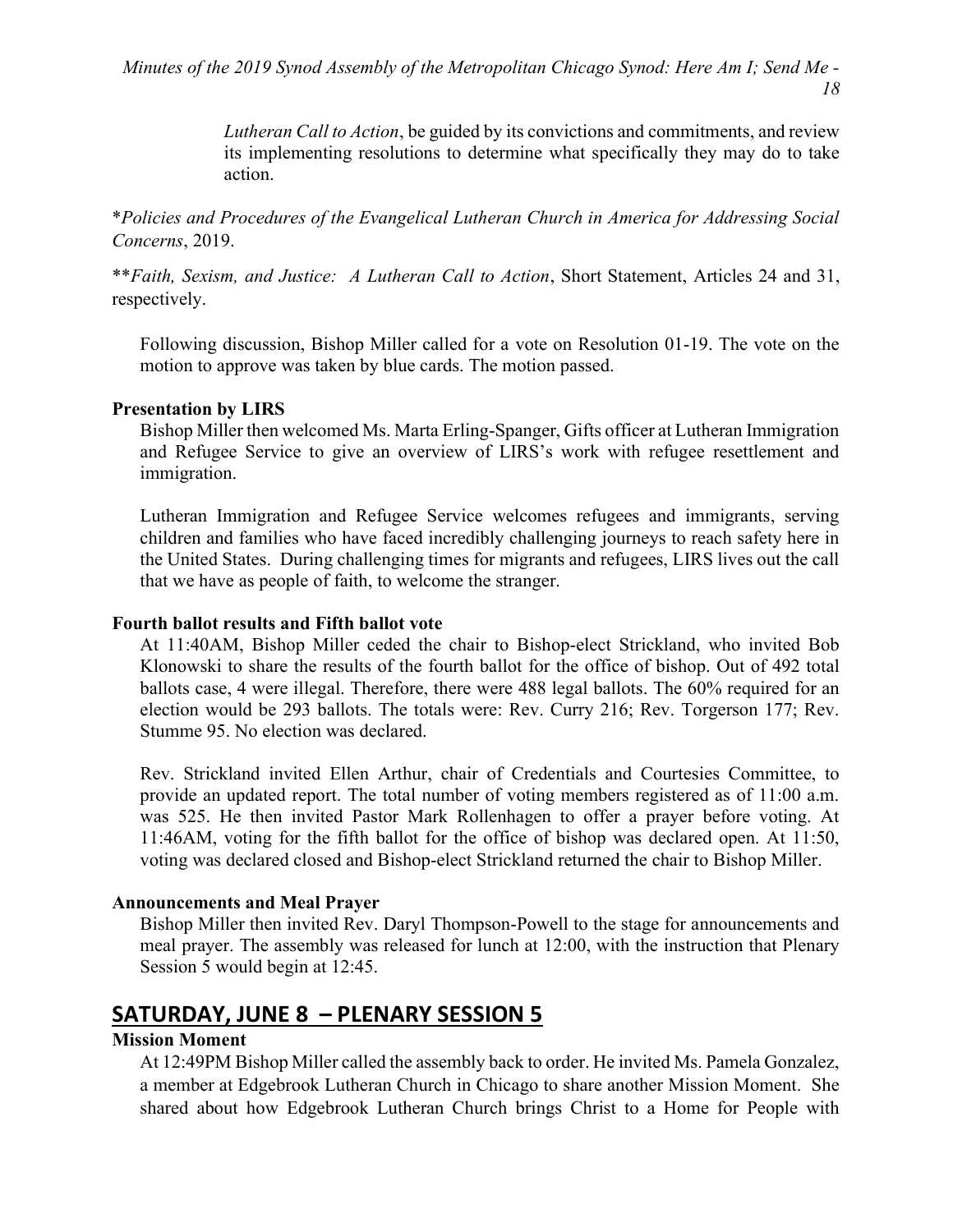*Lutheran Call to Action*, be guided by its convictions and commitments, and review its implementing resolutions to determine what specifically they may do to take action.

**Policies and Procedures of the Evangelical Lutheran Church in America for Addressing Social Concerns*, 2019.

***Faith, Sexism, and Justice: A Lutheran Call to Action*, Short Statement, Articles 24 and 31, respectively.

Following discussion, Bishop Miller called for a vote on Resolution 01-19. The vote on the motion to approve was taken by blue cards. The motion passed.

**Presentation by LIRS**

Bishop Miller then welcomed Ms. Marta Erling-Spanger, Gifts officer at Lutheran Immigration and Refugee Service to give an overview of LIRS's work with refugee resettlement and immigration.

Lutheran Immigration and Refugee Service welcomes refugees and immigrants, serving children and families who have faced incredibly challenging journeys to reach safety here in the United States. During challenging times for migrants and refugees, LIRS lives out the call that we have as people of faith, to welcome the stranger.

**Fourth ballot results and Fifth ballot vote**

At 11:40AM, Bishop Miller ceded the chair to Bishop-elect Strickland, who invited Bob Klonowski to share the results of the fourth ballot for the office of bishop. Out of 492 total ballots case, 4 were illegal. Therefore, there were 488 legal ballots. The 60% required for an election would be 293 ballots. The totals were: Rev. Curry 216; Rev. Torgerson 177; Rev. Stumme 95. No election was declared.

Rev. Strickland invited Ellen Arthur, chair of Credentials and Courtesies Committee, to provide an updated report. The total number of voting members registered as of 11:00 a.m. was 525. He then invited Pastor Mark Rollenhagen to offer a prayer before voting. At 11:46AM, voting for the fifth ballot for the office of bishop was declared open. At 11:50, voting was declared closed and Bishop-elect Strickland returned the chair to Bishop Miller.

**Announcements and Meal Prayer**

Bishop Miller then invited Rev. Daryl Thompson-Powell to the stage for announcements and meal prayer. The assembly was released for lunch at 12:00, with the instruction that Plenary Session 5 would begin at 12:45.

## SATURDAY, JUNE 8 – PLENARY SESSION 5

**Mission Moment**

At 12:49PM Bishop Miller called the assembly back to order. He invited Ms. Pamela Gonzalez, a member at Edgebrook Lutheran Church in Chicago to share another Mission Moment. She shared about how Edgebrook Lutheran Church brings Christ to a Home for People with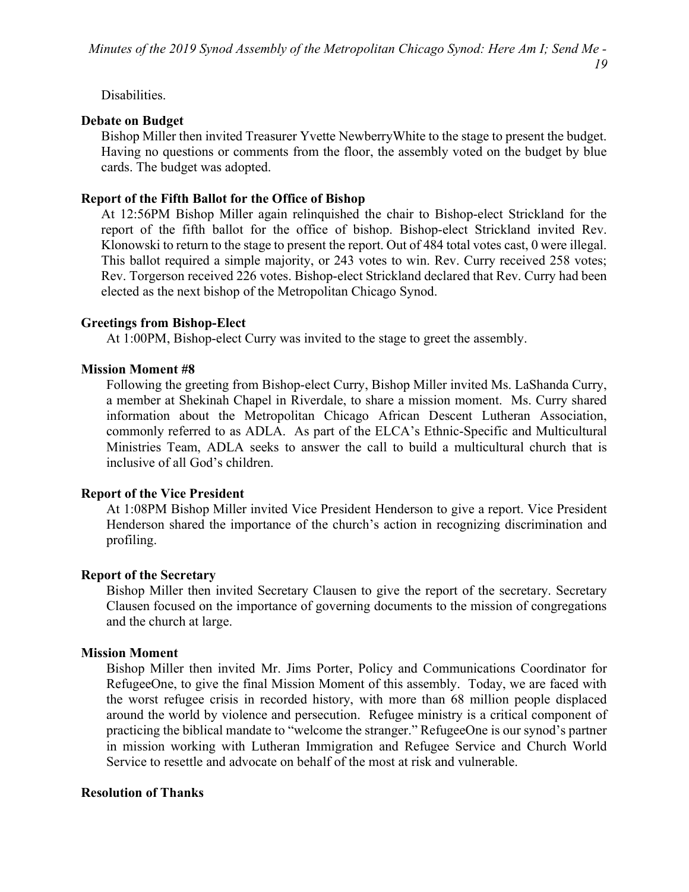Disabilities.

**Debate on Budget**

Bishop Miller then invited Treasurer Yvette NewberryWhite to the stage to present the budget. Having no questions or comments from the floor, the assembly voted on the budget by blue cards. The budget was adopted.

**Report of the Fifth Ballot for the Office of Bishop**

At 12:56PM Bishop Miller again relinquished the chair to Bishop-elect Strickland for the report of the fifth ballot for the office of bishop. Bishop-elect Strickland invited Rev. Klonowski to return to the stage to present the report. Out of 484 total votes cast, 0 were illegal. This ballot required a simple majority, or 243 votes to win. Rev. Curry received 258 votes; Rev. Torgerson received 226 votes. Bishop-elect Strickland declared that Rev. Curry had been elected as the next bishop of the Metropolitan Chicago Synod.

**Greetings from Bishop-Elect**

At 1:00PM, Bishop-elect Curry was invited to the stage to greet the assembly.

**Mission Moment #8**

Following the greeting from Bishop-elect Curry, Bishop Miller invited Ms. LaShanda Curry, a member at Shekinah Chapel in Riverdale, to share a mission moment. Ms. Curry shared information about the Metropolitan Chicago African Descent Lutheran Association, commonly referred to as ADLA. As part of the ELCA's Ethnic-Specific and Multicultural Ministries Team, ADLA seeks to answer the call to build a multicultural church that is inclusive of all God's children.

**Report of the Vice President**

At 1:08PM Bishop Miller invited Vice President Henderson to give a report. Vice President Henderson shared the importance of the church's action in recognizing discrimination and profiling.

**Report of the Secretary**

Bishop Miller then invited Secretary Clausen to give the report of the secretary. Secretary Clausen focused on the importance of governing documents to the mission of congregations and the church at large.

**Mission Moment**

Bishop Miller then invited Mr. Jims Porter, Policy and Communications Coordinator for RefugeeOne, to give the final Mission Moment of this assembly. Today, we are faced with the worst refugee crisis in recorded history, with more than 68 million people displaced around the world by violence and persecution. Refugee ministry is a critical component of practicing the biblical mandate to "welcome the stranger." RefugeeOne is our synod's partner in mission working with Lutheran Immigration and Refugee Service and Church World Service to resettle and advocate on behalf of the most at risk and vulnerable.

**Resolution of Thanks**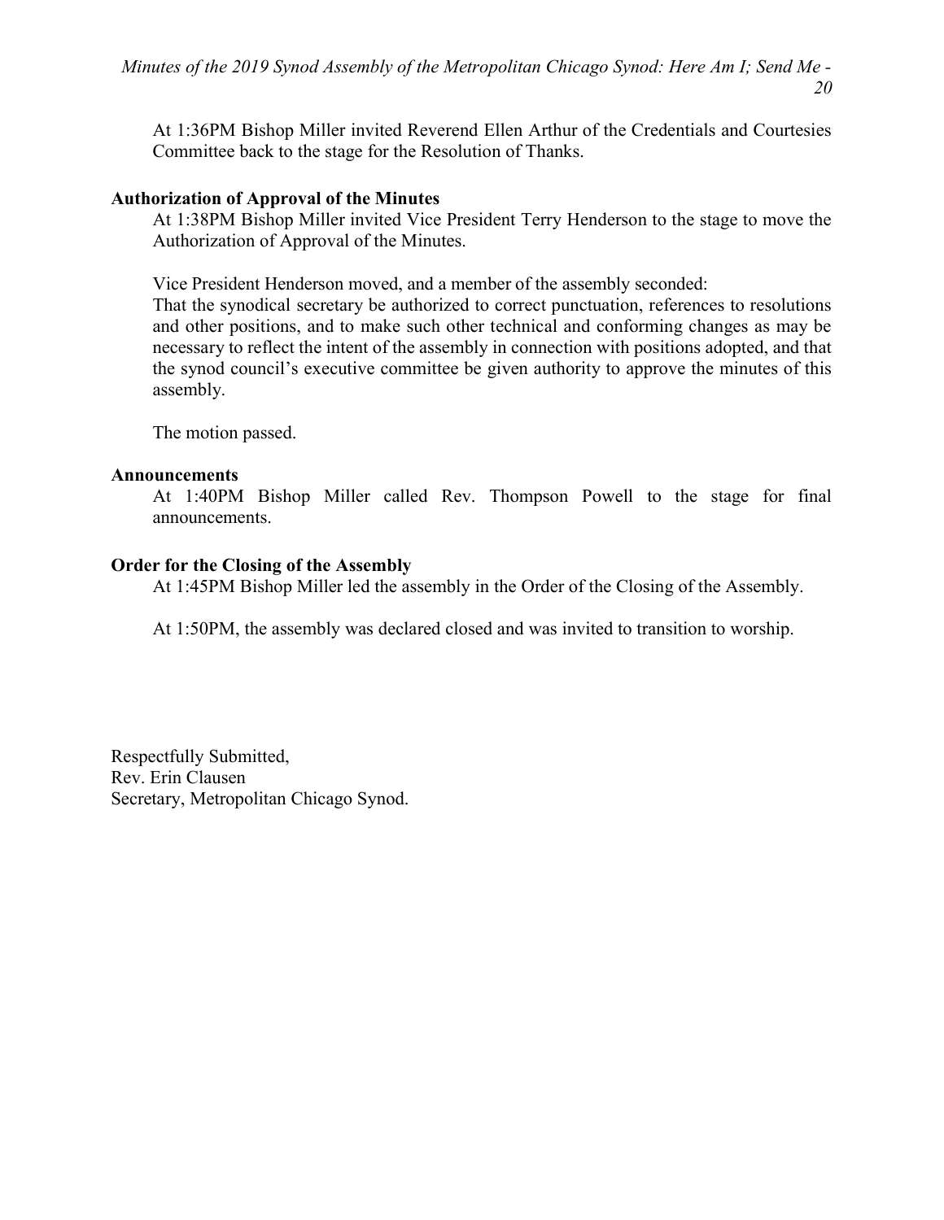At 1:36PM Bishop Miller invited Reverend Ellen Arthur of the Credentials and Courtesies Committee back to the stage for the Resolution of Thanks.

**Authorization of Approval of the Minutes**

At 1:38PM Bishop Miller invited Vice President Terry Henderson to the stage to move the Authorization of Approval of the Minutes.

Vice President Henderson moved, and a member of the assembly seconded:
That the synodical secretary be authorized to correct punctuation, references to resolutions and other positions, and to make such other technical and conforming changes as may be necessary to reflect the intent of the assembly in connection with positions adopted, and that the synod council's executive committee be given authority to approve the minutes of this assembly.

The motion passed.

**Announcements**

At 1:40PM Bishop Miller called Rev. Thompson Powell to the stage for final announcements.

**Order for the Closing of the Assembly**

At 1:45PM Bishop Miller led the assembly in the Order of the Closing of the Assembly.

At 1:50PM, the assembly was declared closed and was invited to transition to worship.

Respectfully Submitted,
Rev. Erin Clausen
Secretary, Metropolitan Chicago Synod.